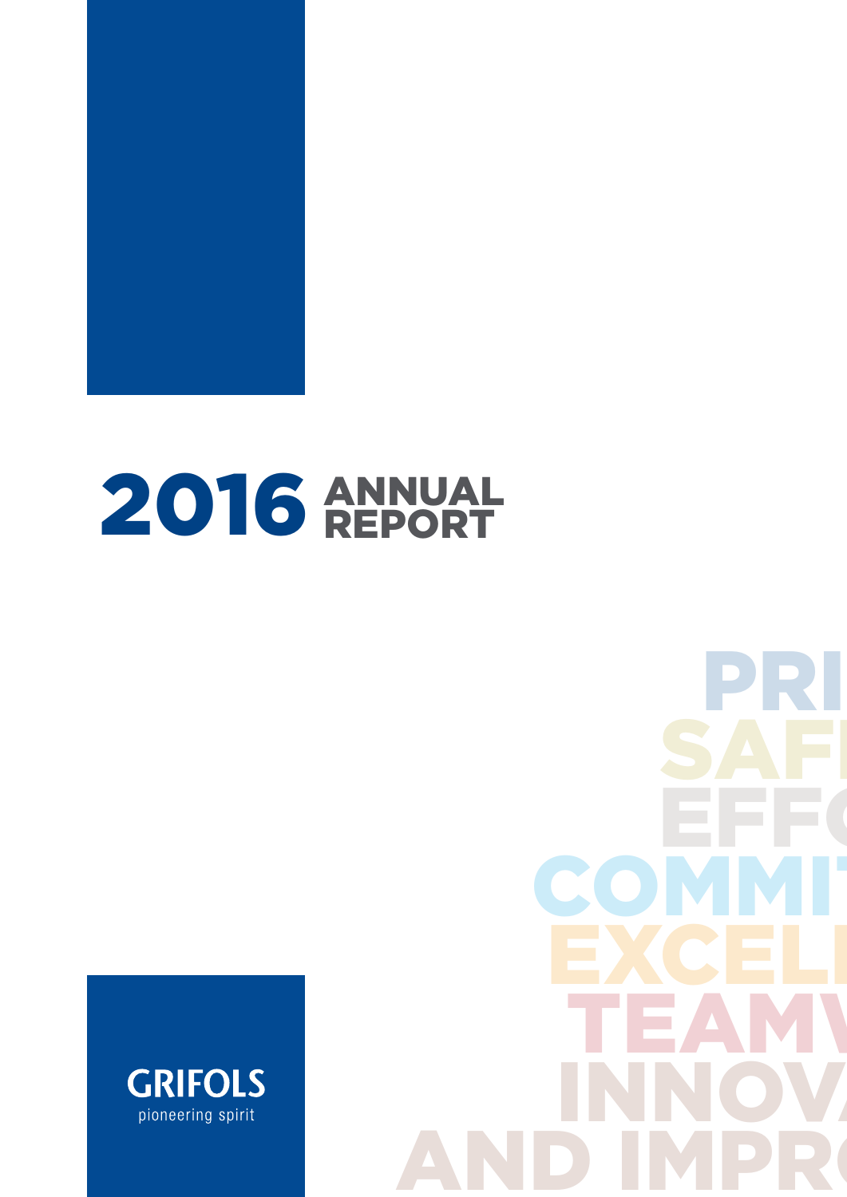# 2016 ANNUAL REPORT

PRI
SAF
EFF
COMMIT
EXCELL
TEAMW
INNOV
AND IMPR

GRIFOLS
pioneering spirit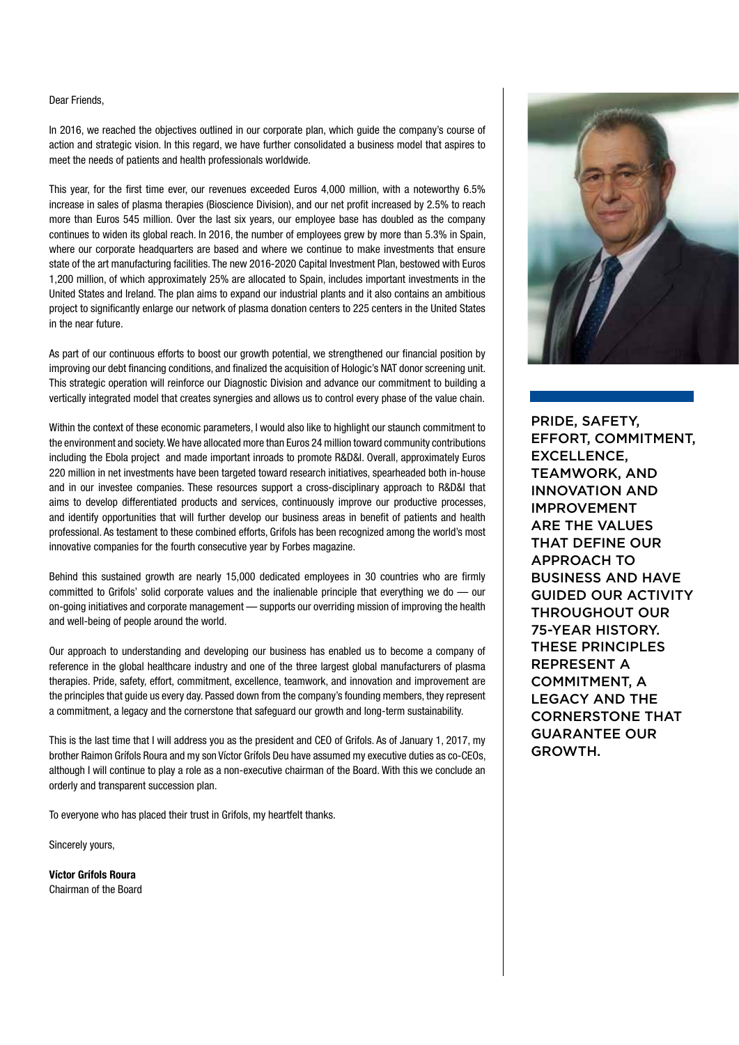Dear Friends,

In 2016, we reached the objectives outlined in our corporate plan, which guide the company's course of action and strategic vision. In this regard, we have further consolidated a business model that aspires to meet the needs of patients and health professionals worldwide.

This year, for the first time ever, our revenues exceeded Euros 4,000 million, with a noteworthy 6.5% increase in sales of plasma therapies (Bioscience Division), and our net profit increased by 2.5% to reach more than Euros 545 million. Over the last six years, our employee base has doubled as the company continues to widen its global reach. In 2016, the number of employees grew by more than 5.3% in Spain, where our corporate headquarters are based and where we continue to make investments that ensure state of the art manufacturing facilities. The new 2016-2020 Capital Investment Plan, bestowed with Euros 1,200 million, of which approximately 25% are allocated to Spain, includes important investments in the United States and Ireland. The plan aims to expand our industrial plants and it also contains an ambitious project to significantly enlarge our network of plasma donation centers to 225 centers in the United States in the near future.

As part of our continuous efforts to boost our growth potential, we strengthened our financial position by improving our debt financing conditions, and finalized the acquisition of Hologic's NAT donor screening unit. This strategic operation will reinforce our Diagnostic Division and advance our commitment to building a vertically integrated model that creates synergies and allows us to control every phase of the value chain.

Within the context of these economic parameters, I would also like to highlight our staunch commitment to the environment and society. We have allocated more than Euros 24 million toward community contributions including the Ebola project and made important inroads to promote R&D&I. Overall, approximately Euros 220 million in net investments have been targeted toward research initiatives, spearheaded both in-house and in our investee companies. These resources support a cross-disciplinary approach to R&D&I that aims to develop differentiated products and services, continuously improve our productive processes, and identify opportunities that will further develop our business areas in benefit of patients and health professional. As testament to these combined efforts, Grifols has been recognized among the world's most innovative companies for the fourth consecutive year by Forbes magazine.

Behind this sustained growth are nearly 15,000 dedicated employees in 30 countries who are firmly committed to Grifols' solid corporate values and the inalienable principle that everything we do — our on-going initiatives and corporate management — supports our overriding mission of improving the health and well-being of people around the world.

Our approach to understanding and developing our business has enabled us to become a company of reference in the global healthcare industry and one of the three largest global manufacturers of plasma therapies. Pride, safety, effort, commitment, excellence, teamwork, and innovation and improvement are the principles that guide us every day. Passed down from the company's founding members, they represent a commitment, a legacy and the cornerstone that safeguard our growth and long-term sustainability.

This is the last time that I will address you as the president and CEO of Grifols. As of January 1, 2017, my brother Raimon Grífols Roura and my son Víctor Grífols Deu have assumed my executive duties as co-CEOs, although I will continue to play a role as a non-executive chairman of the Board. With this we conclude an orderly and transparent succession plan.

To everyone who has placed their trust in Grifols, my heartfelt thanks.

Sincerely yours,

**Víctor Grífols Roura**
Chairman of the Board

PRIDE, SAFETY, EFFORT, COMMITMENT, EXCELLENCE, TEAMWORK, AND INNOVATION AND IMPROVEMENT ARE THE VALUES THAT DEFINE OUR APPROACH TO BUSINESS AND HAVE GUIDED OUR ACTIVITY THROUGHOUT OUR 75-YEAR HISTORY. THESE PRINCIPLES REPRESENT A COMMITMENT, A LEGACY AND THE CORNERSTONE THAT GUARANTEE OUR GROWTH.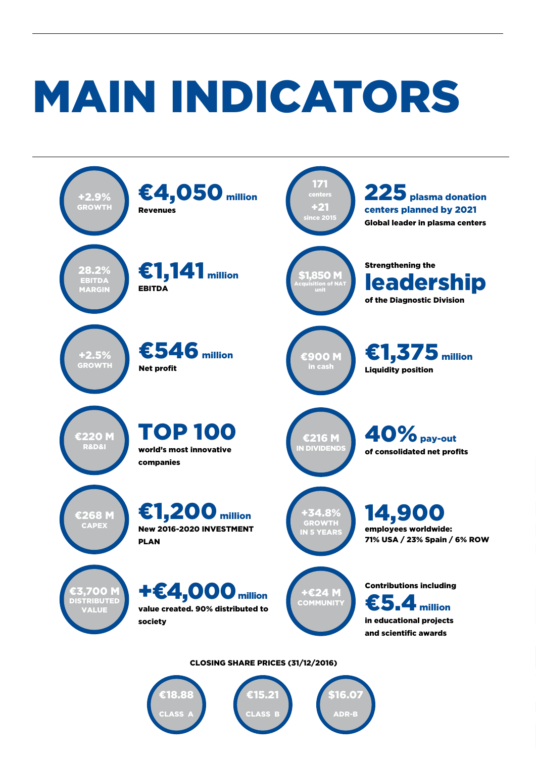# MAIN INDICATORS

**+2.9% GROWTH**

**€4,050 million**
Revenues

**28.2% EBITDA MARGIN**

**€1,141 million**
EBITDA

**+2.5% GROWTH**

**€546 million**
Net profit

**€220 M R&D&I**

**TOP 100**
world's most innovative companies

**€268 M CAPEX**

**€1,200 million**
New 2016-2020 INVESTMENT PLAN

**€3,700 M DISTRIBUTED VALUE**

**+€4,000 million**
value created. 90% distributed to society

**171 centers +21 since 2015**

**225 plasma donation centers planned by 2021**
Global leader in plasma centers

**$1,850 M Acquisition of NAT unit**

Strengthening the **leadership** of the Diagnostic Division

**€900 M in cash**

**€1,375 million**
Liquidity position

**€216 M IN DIVIDENDS**

**40% pay-out**
of consolidated net profits

**+34.8% GROWTH IN 5 YEARS**

**14,900**
employees worldwide:
71% USA / 23% Spain / 6% ROW

**+€24 M COMMUNITY**

Contributions including **€5.4 million** in educational projects and scientific awards

**CLOSING SHARE PRICES (31/12/2016)**

| €18.88 | €15.21 | $16.07 |
|---|---|---|
| CLASS A | CLASS B | ADR-B |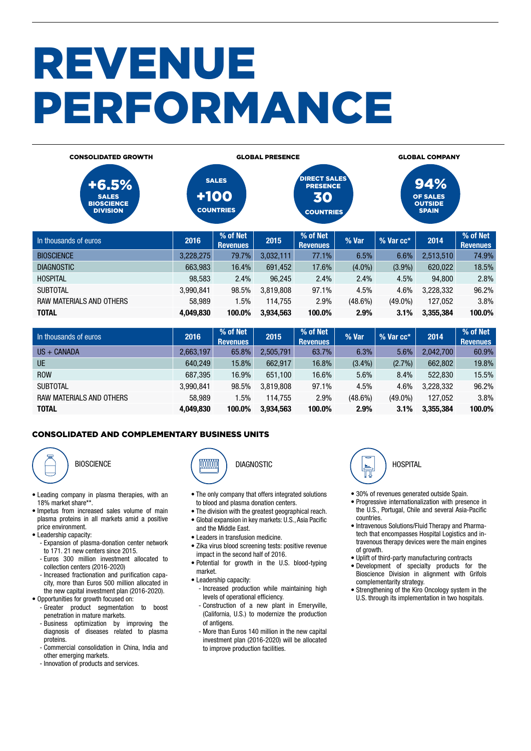# REVENUE PERFORMANCE

**CONSOLIDATED GROWTH**

+6.5% SALES BIOSCIENCE DIVISION

**GLOBAL PRESENCE**

SALES +100 COUNTRIES

DIRECT SALES PRESENCE 30 COUNTRIES

**GLOBAL COMPANY**

94% OF SALES OUTSIDE SPAIN

| In thousands of euros | 2016 | % of Net Revenues | 2015 | % of Net Revenues | % Var | % Var cc* | 2014 | % of Net Revenues |
|---|---|---|---|---|---|---|---|---|
| BIOSCIENCE | 3,228,275 | 79.7% | 3,032,111 | 77.1% | 6.5% | 6.6% | 2,513,510 | 74.9% |
| DIAGNOSTIC | 663,983 | 16.4% | 691,452 | 17.6% | (4.0%) | (3.9%) | 620,022 | 18.5% |
| HOSPITAL | 98,583 | 2.4% | 96,245 | 2.4% | 2.4% | 4.5% | 94,800 | 2.8% |
| SUBTOTAL | 3,990,841 | 98.5% | 3,819,808 | 97.1% | 4.5% | 4.6% | 3,228,332 | 96.2% |
| RAW MATERIALS AND OTHERS | 58,989 | 1.5% | 114,755 | 2.9% | (48.6%) | (49.0%) | 127,052 | 3.8% |
| **TOTAL** | **4,049,830** | **100.0%** | **3,934,563** | **100.0%** | **2.9%** | **3.1%** | **3,355,384** | **100.0%** |

| In thousands of euros | 2016 | % of Net Revenues | 2015 | % of Net Revenues | % Var | % Var cc* | 2014 | % of Net Revenues |
|---|---|---|---|---|---|---|---|---|
| US + CANADA | 2,663,197 | 65.8% | 2,505,791 | 63.7% | 6.3% | 5.6% | 2,042,700 | 60.9% |
| UE | 640,249 | 15.8% | 662,917 | 16.8% | (3.4%) | (2.7%) | 662,802 | 19.8% |
| ROW | 687,395 | 16.9% | 651,100 | 16.6% | 5.6% | 8.4% | 522,830 | 15.5% |
| SUBTOTAL | 3,990,841 | 98.5% | 3,819,808 | 97.1% | 4.5% | 4.6% | 3,228,332 | 96.2% |
| RAW MATERIALS AND OTHERS | 58,989 | 1.5% | 114,755 | 2.9% | (48.6%) | (49.0%) | 127,052 | 3.8% |
| **TOTAL** | **4,049,830** | **100.0%** | **3,934,563** | **100.0%** | **2.9%** | **3.1%** | **3,355,384** | **100.0%** |

## CONSOLIDATED AND COMPLEMENTARY BUSINESS UNITS

### BIOSCIENCE

- Leading company in plasma therapies, with an 18% market share**.
- Impetus from increased sales volume of main plasma proteins in all markets amid a positive price environment.
- Leadership capacity:
  - Expansion of plasma-donation center network to 171. 21 new centers since 2015.
  - Euros 300 million investment allocated to collection centers (2016-2020)
  - Increased fractionation and purification capacity, more than Euros 500 million allocated in the new capital investment plan (2016-2020).
- Opportunities for growth focused on:
  - Greater product segmentation to boost penetration in mature markets.
  - Business optimization by improving the diagnosis of diseases related to plasma proteins.
  - Commercial consolidation in China, India and other emerging markets.
  - Innovation of products and services.

### DIAGNOSTIC

- The only company that offers integrated solutions to blood and plasma donation centers.
- The division with the greatest geographical reach.
- Global expansion in key markets: U.S., Asia Pacific and the Middle East.
- Leaders in transfusion medicine.
- Zika virus blood screening tests: positive revenue impact in the second half of 2016.
- Potential for growth in the U.S. blood-typing market.
- Leadership capacity:
  - Increased production while maintaining high levels of operational efficiency.
  - Construction of a new plant in Emeryville, (California, U.S.) to modernize the production of antigens.
  - More than Euros 140 million in the new capital investment plan (2016-2020) will be allocated to improve production facilities.

### HOSPITAL

- 30% of revenues generated outside Spain.
- Progressive internationalization with presence in the U.S., Portugal, Chile and several Asia-Pacific countries.
- Intravenous Solutions/Fluid Therapy and Pharmatech that encompasses Hospital Logistics and intravenous therapy devices were the main engines of growth.
- Uplift of third-party manufacturing contracts
- Development of specialty products for the Bioscience Division in alignment with Grifols complementarity strategy.
- Strengthening of the Kiro Oncology system in the U.S. through its implementation in two hospitals.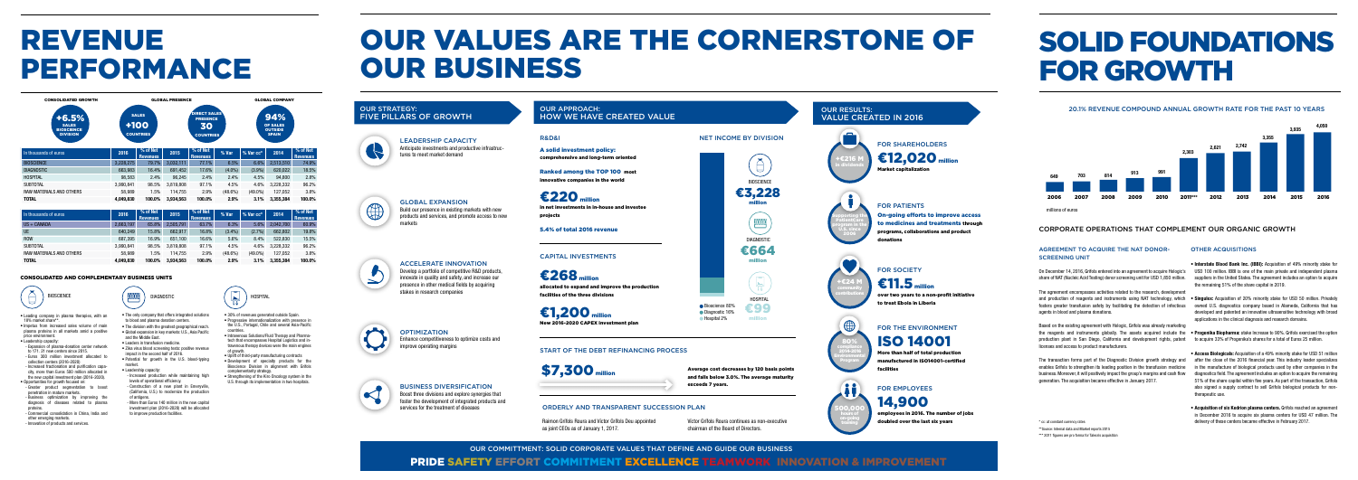# REVENUE PERFORMANCE

CONSOLIDATED GROWTH

+6.5% SALES BIOSCIENCE DIVISION

GLOBAL PRESENCE

SALES +100 COUNTRIES

DIRECT SALES PRESENCE 30 COUNTRIES

GLOBAL COMPANY

94% OF SALES OUTSIDE SPAIN

| In thousands of euros | 2016 | % of Net Revenues | 2015 | % of Net Revenues | % Var | % Var cc* | 2014 | % of Net Revenues |
|---|---|---|---|---|---|---|---|---|
| BIOSCIENCE | 3,228,275 | 79.7% | 3,032,111 | 77.1% | 6.5% | 6.6% | 2,513,510 | 74.9% |
| DIAGNOSTIC | 663,983 | 16.4% | 691,452 | 17.6% | (4.0%) | (3.9%) | 620,022 | 18.5% |
| HOSPITAL | 98,583 | 2.4% | 96,245 | 2.4% | 2.4% | 4.5% | 94,800 | 2.8% |
| SUBTOTAL | 3,990,841 | 98.5% | 3,819,808 | 97.1% | 4.5% | 4.6% | 3,228,332 | 96.2% |
| RAW MATERIALS AND OTHERS | 58,989 | 1.5% | 114,755 | 2.9% | (48.6%) | (49.0%) | 127,052 | 3.8% |
| TOTAL | 4,049,830 | 100.0% | 3,934,563 | 100.0% | 2.9% | 3.1% | 3,355,384 | 100.0% |

| In thousands of euros | 2016 | % of Net Revenues | 2015 | % of Net Revenues | % Var | % Var cc* | 2014 | % of Net Revenues |
|---|---|---|---|---|---|---|---|---|
| US + CANADA | 2,663,197 | 65.8% | 2,505,791 | 63.7% | 6.3% | 5.9% | 2,042,780 | 60.9% |
| UE | 640,249 | 15.8% | 662,817 | 16.8% | (3.4%) | (2.7%) | 662,802 | 19.8% |
| ROW | 687,395 | 16.9% | 651,100 | 16.6% | 5.6% | 8.4% | 522,830 | 15.5% |
| SUBTOTAL | 3,990,841 | 98.5% | 3,819,808 | 97.1% | 4.5% | 4.6% | 3,228,332 | 96.2% |
| RAW MATERIALS AND OTHERS | 58,989 | 1.5% | 114,755 | 2.9% | (48.6%) | (49.0%) | 127,052 | 3.8% |
| TOTAL | 4,049,830 | 100.0% | 3,934,563 | 100.0% | 2.9% | 3.1% | 3,355,384 | 100.0% |

### CONSOLIDATED AND COMPLEMENTARY BUSINESS UNITS

**BIOSCIENCE**

- Leading company in plasma therapies, with an 18% market share**.
- Impetus from increased sales volume of main plasma proteins in all markets amid a positive price environment.
- Leadership capacity:
  - Expansion of plasma-donation center network to 171: 21 new centers since 2015.
  - Euros 360 million investment allocated to collection centers (2016-2020).
  - Increased fractionation and purification capacity, more than Euros 580 million allocated in the new capital investment plan (2016-2020).
- Opportunities for growth focused on:
  - Greater product segmentation to boost penetration in mature markets.
  - Business optimization by improving the diagnosis of diseases related to plasma proteins.
  - Commercial consolidation in China, India and other emerging markets.
  - Innovation of products and services.

**DIAGNOSTIC**

- The only company that offers integrated solutions to blood and plasma donation centers.
- The division with the greatest geographical reach.
- Global expansion in key markets: U.S., Asia Pacific and the Middle East.
- Leaders in transfusion medicine.
- Zika virus blood screening tests: positive revenue impact in the second half of 2016.
- Potential for growth in the U.S. blood-typing market.
- Leadership capacity:
  - Increased production while maintaining high levels of operational efficiency.
  - Construction of a new plant in Emeryville, (California, U.S.) to modernize the production of antigens.
  - More than Euros 140 million in the new capital investment plan (2016-2020) will be allocated to improve production facilities.

**HOSPITAL**

- 35% of revenues generated outside Spain.
- Progressive internationalization with presence in the U.S., Portugal, Chile and several Asia-Pacific countries.
- Intravenous Solutions/Fluid Therapy and Pharmatech that encompasses Hospital Logistics and Intravenous therapy devices were the main engines of growth.
- Uplift of third-party manufacturing contracts.
- Development of specialty products for the Bioscience Division in alignment with Grifols complementarity strategy.
- Strengthening of the Kiro Oncology system in the U.S. through its implementation in two hospitals.

# OUR VALUES ARE THE CORNERSTONE OF OUR BUSINESS

## OUR STRATEGY: FIVE PILLARS OF GROWTH

### LEADERSHIP CAPACITY

Anticipate investments and productive infrastructures to meet market demand

### GLOBAL EXPANSION

Build our presence in existing markets with new products and services, and promote access to new markets

### ACCELERATE INNOVATION

Develop a portfolio of competitive R&D products, innovate in quality and safety, and increase our presence in other medical fields by acquiring stakes in research companies

### OPTIMIZATION

Enhance competitiveness to optimize costs and improve operating margins

### BUSINESS DIVERSIFICATION

Boost three divisions and explore synergies that foster the development of integrated products and services for the treatment of diseases

## OUR APPROACH: HOW WE HAVE CREATED VALUE

### R&D&I

**A solid investment policy:** comprehensive and long-term oriented

**Ranked among the TOP 100** most innovative companies in the world

**€220 million** in net investments in in-house and investee projects

**5.4% of total 2016 revenue**

### CAPITAL INVESTMENTS

**€268 million** allocated to expand and improve the production facilities of the three divisions

**€1,200 million** New 2016-2020 CAPEX investment plan

### NET INCOME BY DIVISION

- BIOSCIENCE: €3,228 million
- DIAGNOSTIC: €664 million
- HOSPITAL: €99 million

Bioscience 80% · Diagnostic 16% · Hospital 2%

### START OF THE DEBT REFINANCING PROCESS

**$7,300 million**

**Average cost decreases by 120 basis points and falls below 3.0%. The average maturity exceeds 7 years.**

### ORDERLY AND TRANSPARENT SUCCESSION PLAN

Raimon Grifols Roura and Victor Grifols Deu appointed as joint CEOs as of January 1, 2017.

Victor Grifols Roura continues as non-executive chairman of the Board of Directors.

## OUR RESULTS: VALUE CREATED IN 2016

### FOR SHAREHOLDERS

+€216 M in dividends

**€12,020 million** Market capitalization

### FOR PATIENTS

Albutein in Patients Care program in the U.S. since 2006

**On-going efforts to improve access to medicines and treatments** through programs, collaborations and product donations

### FOR SOCIETY

+€24 M community contributions

**€11.5 million** over two years to a non-profit initiative to treat Ebola in Liberia

### FOR THE ENVIRONMENT

80% compliance 2014-2016 environmental program

**ISO 14001**

**More than half of total production manufactured in ISO14001-certified facilities**

### FOR EMPLOYEES

500,000 hours of on-going training

**14,900 employees in 2016. The number of jobs doubled over the last six years**

# SOLID FOUNDATIONS FOR GROWTH

### 20.1% REVENUE COMPOUND ANNUAL GROWTH RATE FOR THE PAST 10 YEARS

| 2006 | 2007 | 2008 | 2009 | 2010 | 2011*** | 2012 | 2013 | 2014 | 2015 | 2016 |
|---|---|---|---|---|---|---|---|---|---|---|
| 649 | 703 | 814 | 913 | 991 | 2,363 | 2,621 | 2,742 | 3,355 | 3,935 | 4,050 |

millions of euros

### CORPORATE OPERATIONS THAT COMPLEMENT OUR ORGANIC GROWTH

#### AGREEMENT TO ACQUIRE THE NAT DONOR-SCREENING UNIT

On December 14, 2016, Grifols entered into an agreement to acquire Hologic's share of NAT (Nucleic Acid Testing) donor screening unit for USD 1,850 million.

The agreement encompasses activities related to the research, development and production of reagents and instruments using NAT technology, which fosters greater transfusion safety by facilitating the detection of infectious agents in blood and plasma donations.

Based on the existing agreement with Hologic, Grifols was already marketing the reagents and instruments globally. The assets acquired include the production plant in San Diego, California and development rights, patent licenses and access to product manufacturers.

The transaction forms part of the Diagnostic Division growth strategy and enables Grifols to strengthen its leading position in the transfusion medicine business. Moreover, it will positively impact the group's margins and cash flow generation. The acquisition became effective in January 2017.

#### OTHER ACQUISITIONS

- **Interstate Blood Bank Inc. (IBBI):** Acquisition of 49% minority stake for USD 100 million. IBBI is one of the main private and independent plasma suppliers in the United States. The agreement includes an option to acquire the remaining 51% of the share capital in 2019.
- **Singulex:** Acquisition of 20% minority stake for USD 50 million. Privately owned U.S. diagnostics company based in Alameda, California that has developed and patented an innovative ultrasensitive technology with broad applications in the clinical diagnosis and research domains.
- **Progenika Biopharma:** stake increase to 90%. Grifols exercized the option to acquire 33% of Progenika's shares for a total of Euros 25 million.
- **Access Biologicals:** Acquisition of a 49% minority stake for USD 51 million after the close of the 2016 financial year. This industry leader specializes in the manufacture of biological products used by other companies in the diagnostics field. The agreement includes an option to acquire the remaining 51% of the share capital within five years. As part of the transaction, Grifols also signed a supply contract to sell Grifols biological products for non-therapeutic use.
- **Acquisition of six Kedrion plasma centers.** Grifols reached an agreement in December 2016 to acquire six plasma centers for USD 47 million. The delivery of these centers became effective in February 2017.

\* cc: at constant currency rates

** Source: Internal data and Market reports 2015

*** 2011 figures are pro forma for Talecris acquisition

OUR COMMITTMENT: SOLID CORPORATE VALUES THAT DEFINE AND GUIDE OUR BUSINESS

PRIDE SAFETY EFFORT COMMITMENT EXCELLENCE TEAMWORK INNOVATION & IMPROVEMENT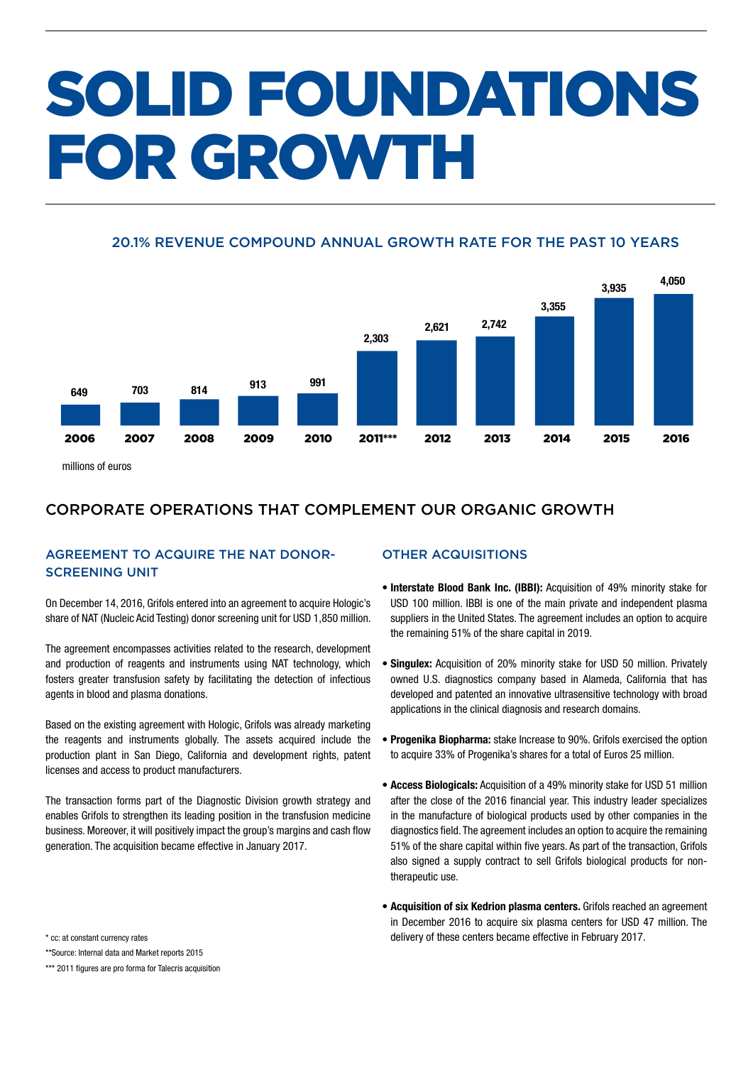# SOLID FOUNDATIONS FOR GROWTH

## 20.1% REVENUE COMPOUND ANNUAL GROWTH RATE FOR THE PAST 10 YEARS

| 2006 | 2007 | 2008 | 2009 | 2010 | 2011*** | 2012 | 2013 | 2014 | 2015 | 2016 |
|---|---|---|---|---|---|---|---|---|---|---|
| 649 | 703 | 814 | 913 | 991 | 2,303 | 2,621 | 2,742 | 3,355 | 3,935 | 4,050 |

millions of euros

## CORPORATE OPERATIONS THAT COMPLEMENT OUR ORGANIC GROWTH

### AGREEMENT TO ACQUIRE THE NAT DONOR-SCREENING UNIT

On December 14, 2016, Grifols entered into an agreement to acquire Hologic's share of NAT (Nucleic Acid Testing) donor screening unit for USD 1,850 million.

The agreement encompasses activities related to the research, development and production of reagents and instruments using NAT technology, which fosters greater transfusion safety by facilitating the detection of infectious agents in blood and plasma donations.

Based on the existing agreement with Hologic, Grifols was already marketing the reagents and instruments globally. The assets acquired include the production plant in San Diego, California and development rights, patent licenses and access to product manufacturers.

The transaction forms part of the Diagnostic Division growth strategy and enables Grifols to strengthen its leading position in the transfusion medicine business. Moreover, it will positively impact the group's margins and cash flow generation. The acquisition became effective in January 2017.

### OTHER ACQUISITIONS

- **Interstate Blood Bank Inc. (IBBI):** Acquisition of 49% minority stake for USD 100 million. IBBI is one of the main private and independent plasma suppliers in the United States. The agreement includes an option to acquire the remaining 51% of the share capital in 2019.
- **Singulex:** Acquisition of 20% minority stake for USD 50 million. Privately owned U.S. diagnostics company based in Alameda, California that has developed and patented an innovative ultrasensitive technology with broad applications in the clinical diagnosis and research domains.
- **Progenika Biopharma:** stake Increase to 90%. Grifols exercised the option to acquire 33% of Progenika's shares for a total of Euros 25 million.
- **Access Biologicals:** Acquisition of a 49% minority stake for USD 51 million after the close of the 2016 financial year. This industry leader specializes in the manufacture of biological products used by other companies in the diagnostics field. The agreement includes an option to acquire the remaining 51% of the share capital within five years. As part of the transaction, Grifols also signed a supply contract to sell Grifols biological products for non-therapeutic use.
- **Acquisition of six Kedrion plasma centers.** Grifols reached an agreement in December 2016 to acquire six plasma centers for USD 47 million. The delivery of these centers became effective in February 2017.

\* cc: at constant currency rates

\*\*Source: Internal data and Market reports 2015

\*\*\* 2011 figures are pro forma for Talecris acquisition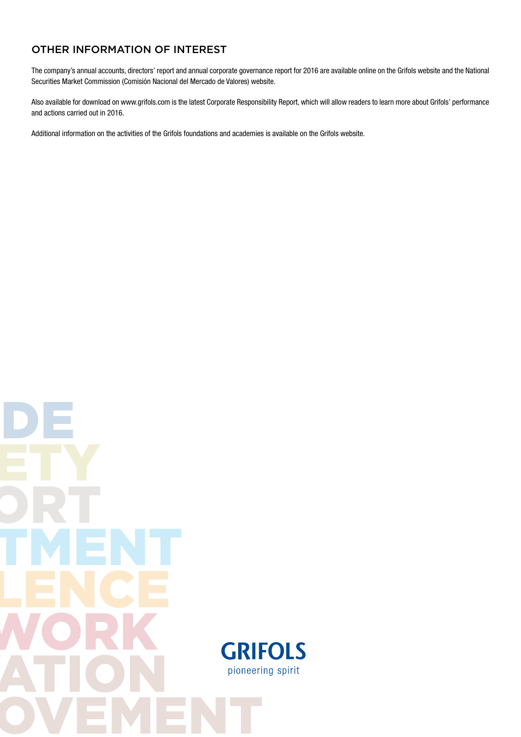## OTHER INFORMATION OF INTEREST

The company's annual accounts, directors' report and annual corporate governance report for 2016 are available online on the Grifols website and the National Securities Market Commission (Comisión Nacional del Mercado de Valores) website.

Also available for download on www.grifols.com is the latest Corporate Responsibility Report, which will allow readers to learn more about Grifols' performance and actions carried out in 2016.

Additional information on the activities of the Grifols foundations and academies is available on the Grifols website.

GRIFOLS
pioneering spirit